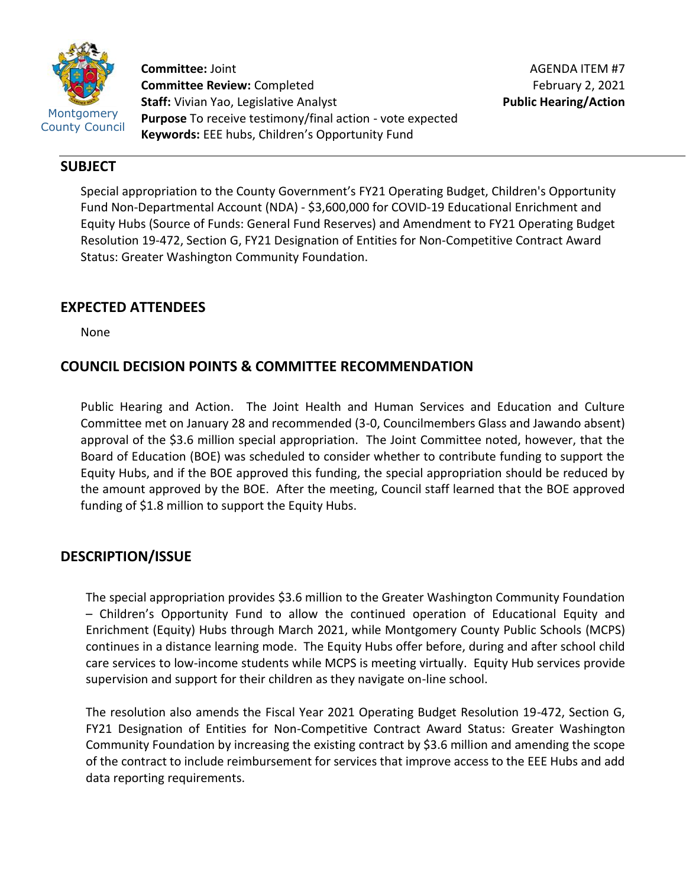Montgomery County Council

**Committee:** Joint
**Committee Review:** Completed
**Staff:** Vivian Yao, Legislative Analyst
**Purpose** To receive testimony/final action - vote expected
**Keywords:** EEE hubs, Children's Opportunity Fund

AGENDA ITEM #7
February 2, 2021
**Public Hearing/Action**

## SUBJECT

Special appropriation to the County Government's FY21 Operating Budget, Children's Opportunity Fund Non-Departmental Account (NDA) - $3,600,000 for COVID-19 Educational Enrichment and Equity Hubs (Source of Funds: General Fund Reserves) and Amendment to FY21 Operating Budget Resolution 19-472, Section G, FY21 Designation of Entities for Non-Competitive Contract Award Status: Greater Washington Community Foundation.

## EXPECTED ATTENDEES

None

## COUNCIL DECISION POINTS & COMMITTEE RECOMMENDATION

Public Hearing and Action. The Joint Health and Human Services and Education and Culture Committee met on January 28 and recommended (3-0, Councilmembers Glass and Jawando absent) approval of the $3.6 million special appropriation. The Joint Committee noted, however, that the Board of Education (BOE) was scheduled to consider whether to contribute funding to support the Equity Hubs, and if the BOE approved this funding, the special appropriation should be reduced by the amount approved by the BOE. After the meeting, Council staff learned that the BOE approved funding of $1.8 million to support the Equity Hubs.

## DESCRIPTION/ISSUE

The special appropriation provides $3.6 million to the Greater Washington Community Foundation – Children's Opportunity Fund to allow the continued operation of Educational Equity and Enrichment (Equity) Hubs through March 2021, while Montgomery County Public Schools (MCPS) continues in a distance learning mode. The Equity Hubs offer before, during and after school child care services to low-income students while MCPS is meeting virtually. Equity Hub services provide supervision and support for their children as they navigate on-line school.

The resolution also amends the Fiscal Year 2021 Operating Budget Resolution 19-472, Section G, FY21 Designation of Entities for Non-Competitive Contract Award Status: Greater Washington Community Foundation by increasing the existing contract by $3.6 million and amending the scope of the contract to include reimbursement for services that improve access to the EEE Hubs and add data reporting requirements.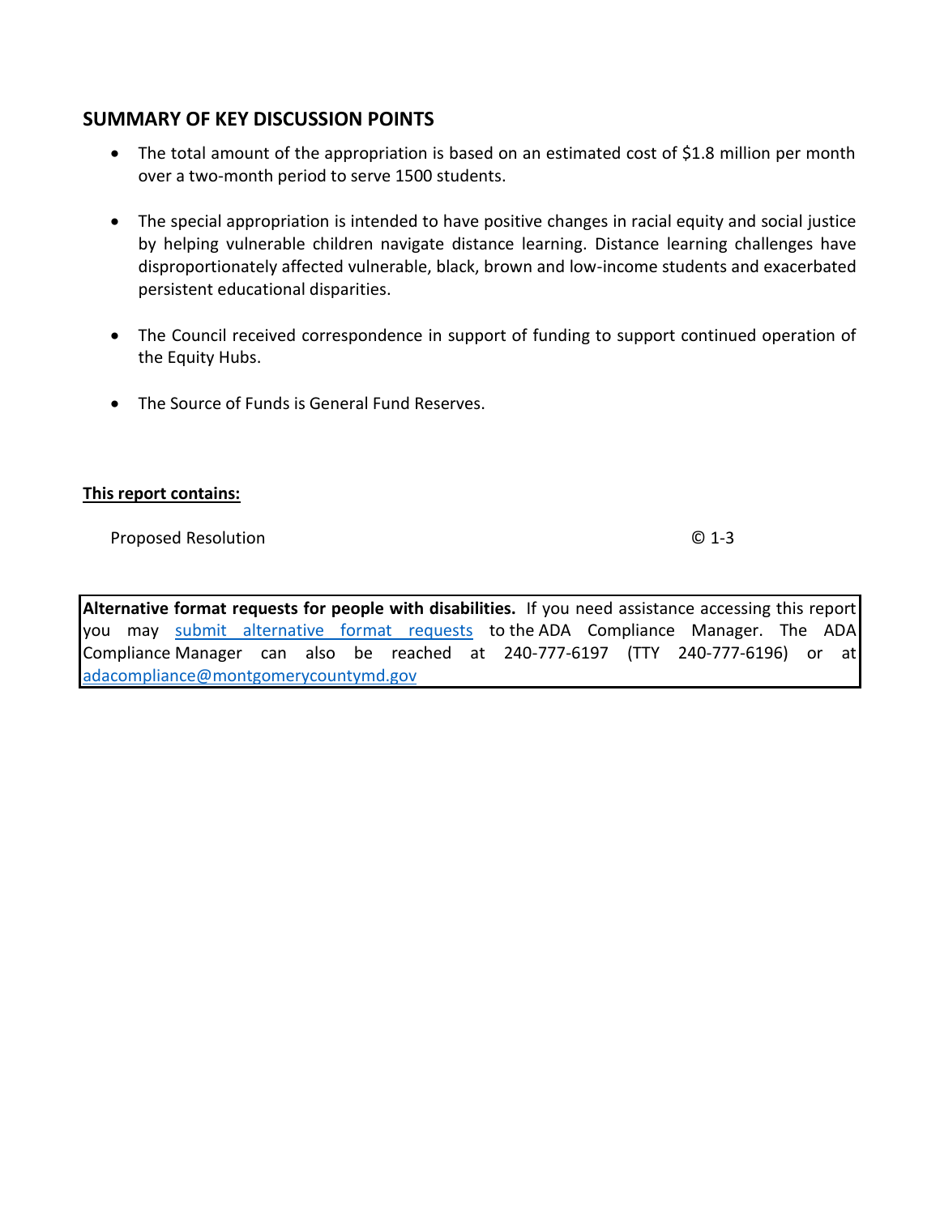## SUMMARY OF KEY DISCUSSION POINTS

- The total amount of the appropriation is based on an estimated cost of $1.8 million per month over a two-month period to serve 1500 students.
- The special appropriation is intended to have positive changes in racial equity and social justice by helping vulnerable children navigate distance learning. Distance learning challenges have disproportionately affected vulnerable, black, brown and low-income students and exacerbated persistent educational disparities.
- The Council received correspondence in support of funding to support continued operation of the Equity Hubs.
- The Source of Funds is General Fund Reserves.

**<u>This report contains:</u>**

| | |
|---|---|
| Proposed Resolution | © 1-3 |

**Alternative format requests for people with disabilities.** If you need assistance accessing this report you may submit alternative format requests to the ADA Compliance Manager. The ADA Compliance Manager can also be reached at 240-777-6197 (TTY 240-777-6196) or at adacompliance@montgomerycountymd.gov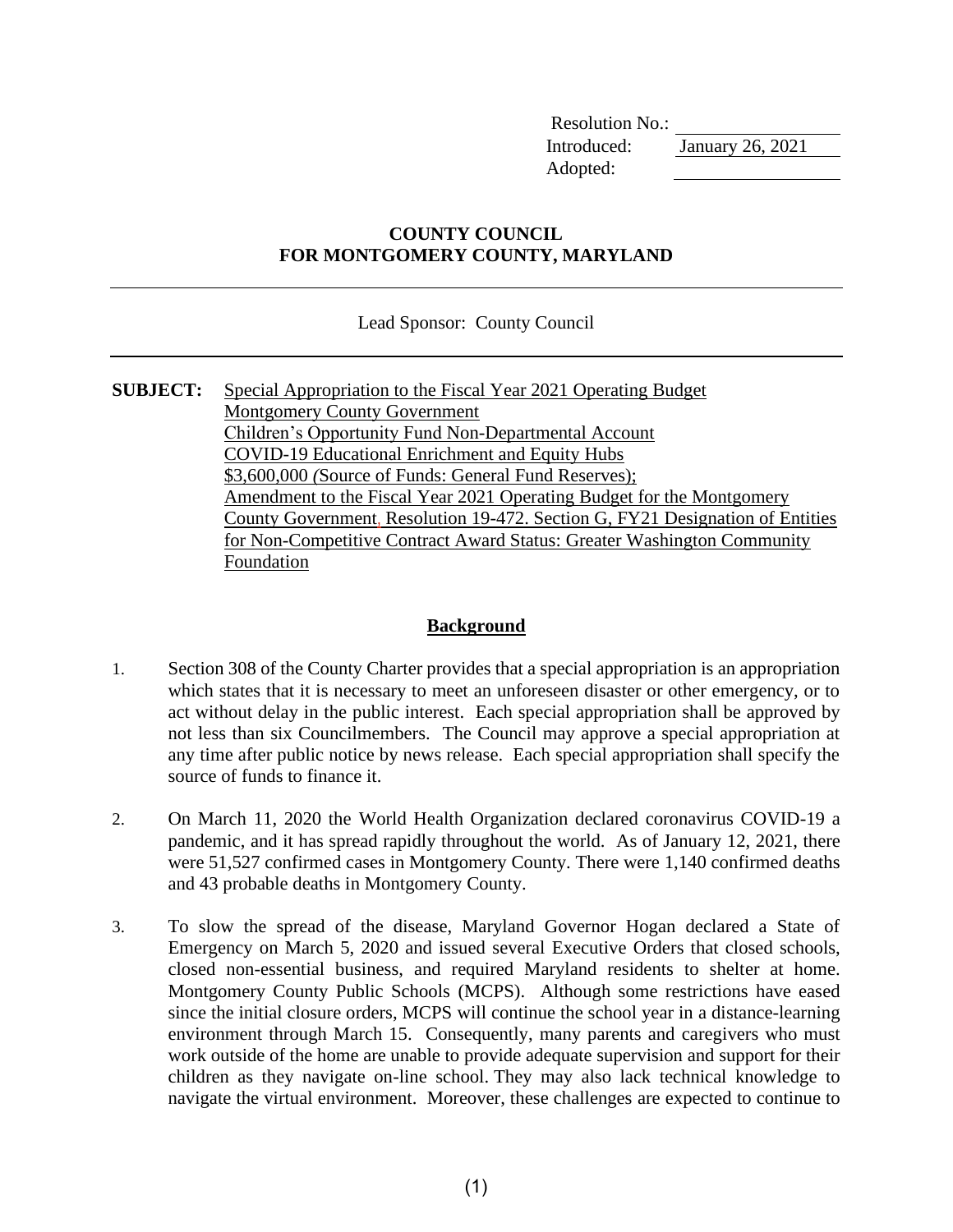| | |
|---|---|
| Resolution No.: | |
| Introduced: | January 26, 2021 |
| Adopted: | |

**COUNTY COUNCIL**
**FOR MONTGOMERY COUNTY, MARYLAND**

---

Lead Sponsor: County Council

---

**SUBJECT:** Special Appropriation to the Fiscal Year 2021 Operating Budget
Montgomery County Government
Children's Opportunity Fund Non-Departmental Account
COVID-19 Educational Enrichment and Equity Hubs
$3,600,000 *(*Source of Funds: General Fund Reserves);
Amendment to the Fiscal Year 2021 Operating Budget for the Montgomery County Government, Resolution 19-472. Section G, FY21 Designation of Entities for Non-Competitive Contract Award Status: Greater Washington Community Foundation

## Background

1. Section 308 of the County Charter provides that a special appropriation is an appropriation which states that it is necessary to meet an unforeseen disaster or other emergency, or to act without delay in the public interest. Each special appropriation shall be approved by not less than six Councilmembers. The Council may approve a special appropriation at any time after public notice by news release. Each special appropriation shall specify the source of funds to finance it.

2. On March 11, 2020 the World Health Organization declared coronavirus COVID-19 a pandemic, and it has spread rapidly throughout the world. As of January 12, 2021, there were 51,527 confirmed cases in Montgomery County. There were 1,140 confirmed deaths and 43 probable deaths in Montgomery County.

3. To slow the spread of the disease, Maryland Governor Hogan declared a State of Emergency on March 5, 2020 and issued several Executive Orders that closed schools, closed non-essential business, and required Maryland residents to shelter at home. Montgomery County Public Schools (MCPS). Although some restrictions have eased since the initial closure orders, MCPS will continue the school year in a distance-learning environment through March 15. Consequently, many parents and caregivers who must work outside of the home are unable to provide adequate supervision and support for their children as they navigate on-line school. They may also lack technical knowledge to navigate the virtual environment. Moreover, these challenges are expected to continue to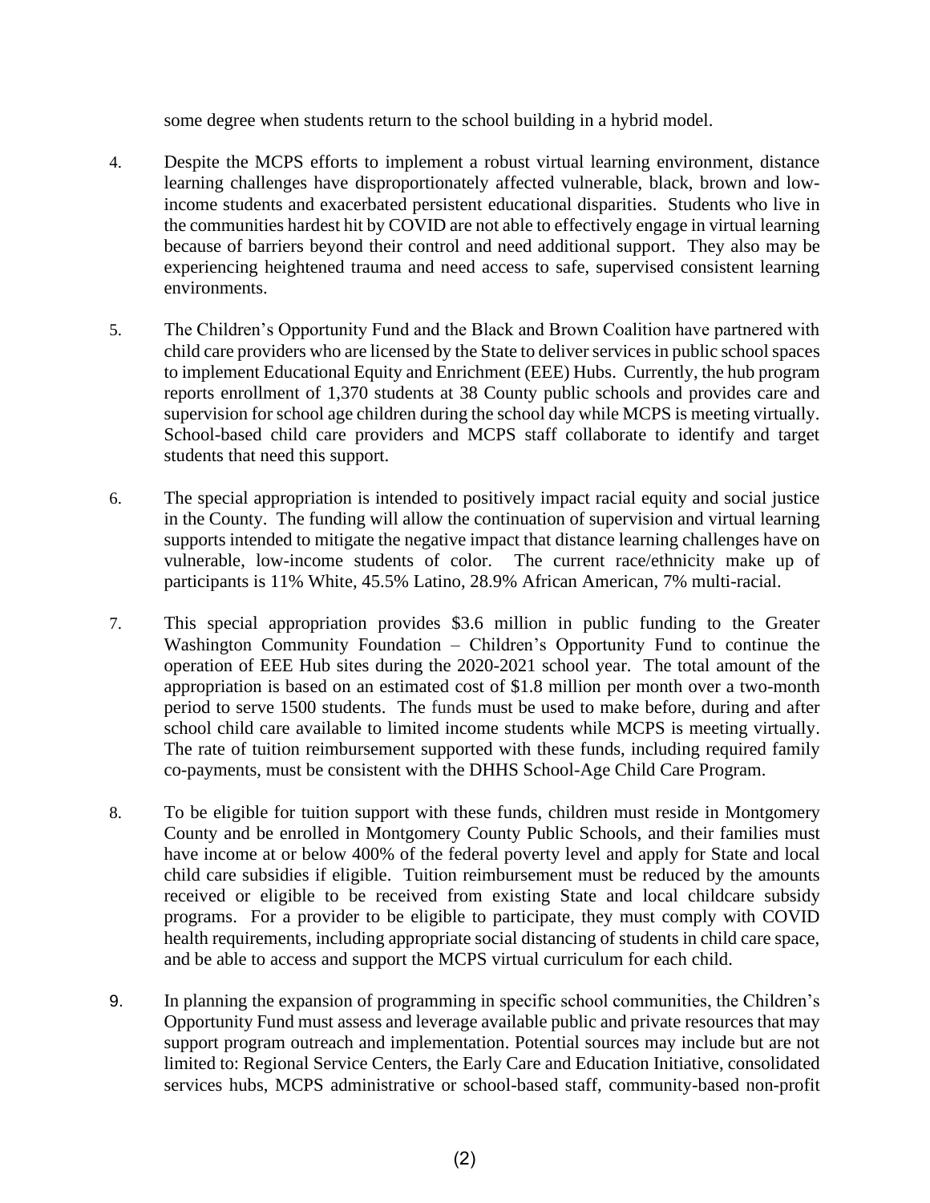some degree when students return to the school building in a hybrid model.

4. Despite the MCPS efforts to implement a robust virtual learning environment, distance learning challenges have disproportionately affected vulnerable, black, brown and low-income students and exacerbated persistent educational disparities. Students who live in the communities hardest hit by COVID are not able to effectively engage in virtual learning because of barriers beyond their control and need additional support. They also may be experiencing heightened trauma and need access to safe, supervised consistent learning environments.

5. The Children's Opportunity Fund and the Black and Brown Coalition have partnered with child care providers who are licensed by the State to deliver services in public school spaces to implement Educational Equity and Enrichment (EEE) Hubs. Currently, the hub program reports enrollment of 1,370 students at 38 County public schools and provides care and supervision for school age children during the school day while MCPS is meeting virtually. School-based child care providers and MCPS staff collaborate to identify and target students that need this support.

6. The special appropriation is intended to positively impact racial equity and social justice in the County. The funding will allow the continuation of supervision and virtual learning supports intended to mitigate the negative impact that distance learning challenges have on vulnerable, low-income students of color. The current race/ethnicity make up of participants is 11% White, 45.5% Latino, 28.9% African American, 7% multi-racial.

7. This special appropriation provides $3.6 million in public funding to the Greater Washington Community Foundation – Children's Opportunity Fund to continue the operation of EEE Hub sites during the 2020-2021 school year. The total amount of the appropriation is based on an estimated cost of $1.8 million per month over a two-month period to serve 1500 students. The funds must be used to make before, during and after school child care available to limited income students while MCPS is meeting virtually. The rate of tuition reimbursement supported with these funds, including required family co-payments, must be consistent with the DHHS School-Age Child Care Program.

8. To be eligible for tuition support with these funds, children must reside in Montgomery County and be enrolled in Montgomery County Public Schools, and their families must have income at or below 400% of the federal poverty level and apply for State and local child care subsidies if eligible. Tuition reimbursement must be reduced by the amounts received or eligible to be received from existing State and local childcare subsidy programs. For a provider to be eligible to participate, they must comply with COVID health requirements, including appropriate social distancing of students in child care space, and be able to access and support the MCPS virtual curriculum for each child.

9. In planning the expansion of programming in specific school communities, the Children's Opportunity Fund must assess and leverage available public and private resources that may support program outreach and implementation. Potential sources may include but are not limited to: Regional Service Centers, the Early Care and Education Initiative, consolidated services hubs, MCPS administrative or school-based staff, community-based non-profit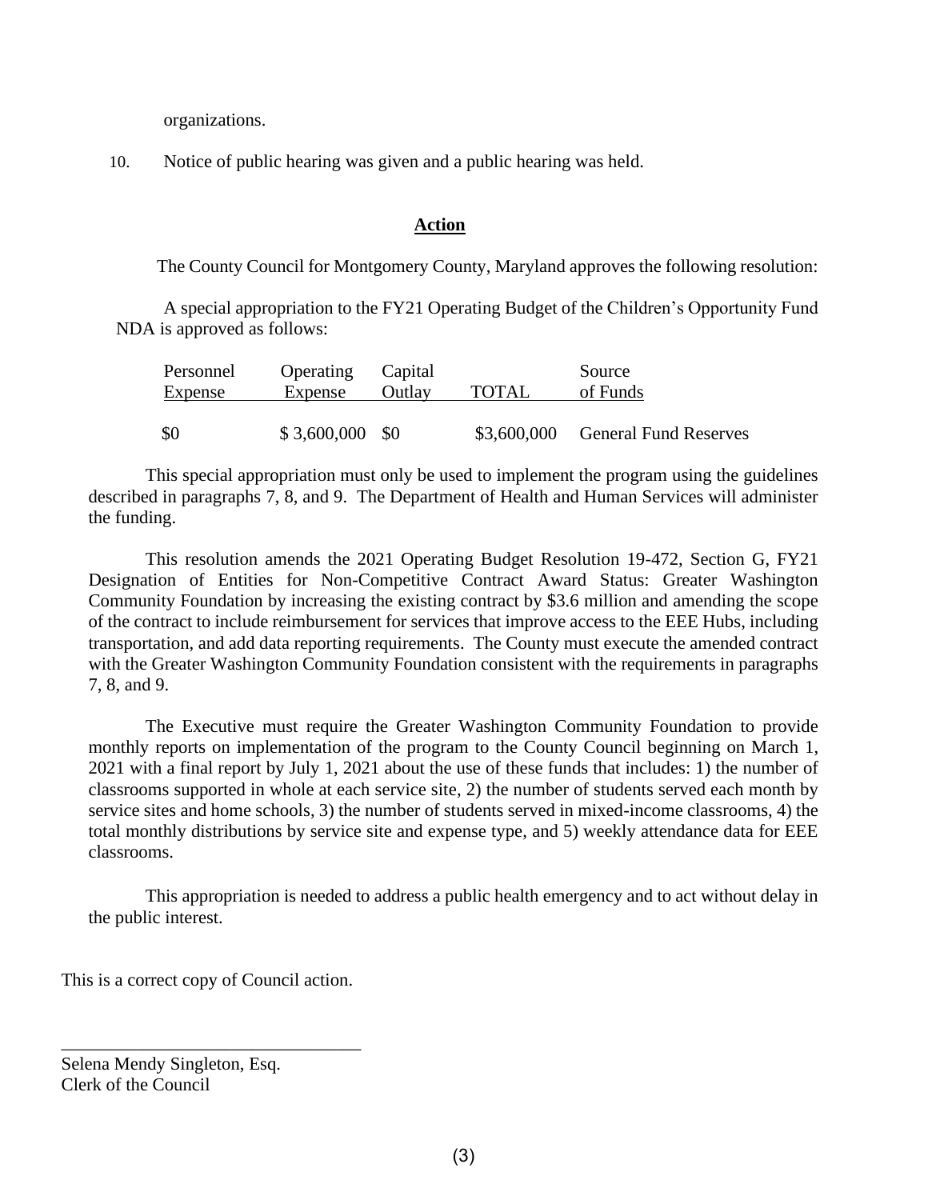organizations.

10. Notice of public hearing was given and a public hearing was held.

## Action

The County Council for Montgomery County, Maryland approves the following resolution:

A special appropriation to the FY21 Operating Budget of the Children's Opportunity Fund NDA is approved as follows:

| Personnel Expense | Operating Expense | Capital Outlay | TOTAL | Source of Funds |
|---|---|---|---|---|
| $0 | $ 3,600,000 | $0 | $3,600,000 | General Fund Reserves |

This special appropriation must only be used to implement the program using the guidelines described in paragraphs 7, 8, and 9. The Department of Health and Human Services will administer the funding.

This resolution amends the 2021 Operating Budget Resolution 19-472, Section G, FY21 Designation of Entities for Non-Competitive Contract Award Status: Greater Washington Community Foundation by increasing the existing contract by $3.6 million and amending the scope of the contract to include reimbursement for services that improve access to the EEE Hubs, including transportation, and add data reporting requirements. The County must execute the amended contract with the Greater Washington Community Foundation consistent with the requirements in paragraphs 7, 8, and 9.

The Executive must require the Greater Washington Community Foundation to provide monthly reports on implementation of the program to the County Council beginning on March 1, 2021 with a final report by July 1, 2021 about the use of these funds that includes: 1) the number of classrooms supported in whole at each service site, 2) the number of students served each month by service sites and home schools, 3) the number of students served in mixed-income classrooms, 4) the total monthly distributions by service site and expense type, and 5) weekly attendance data for EEE classrooms.

This appropriation is needed to address a public health emergency and to act without delay in the public interest.

This is a correct copy of Council action.

\_\_\_\_\_\_\_\_\_\_\_\_\_\_\_\_\_\_\_\_\_\_\_\_\_\_\_\_\_\_\_\_\_

Selena Mendy Singleton, Esq.
Clerk of the Council